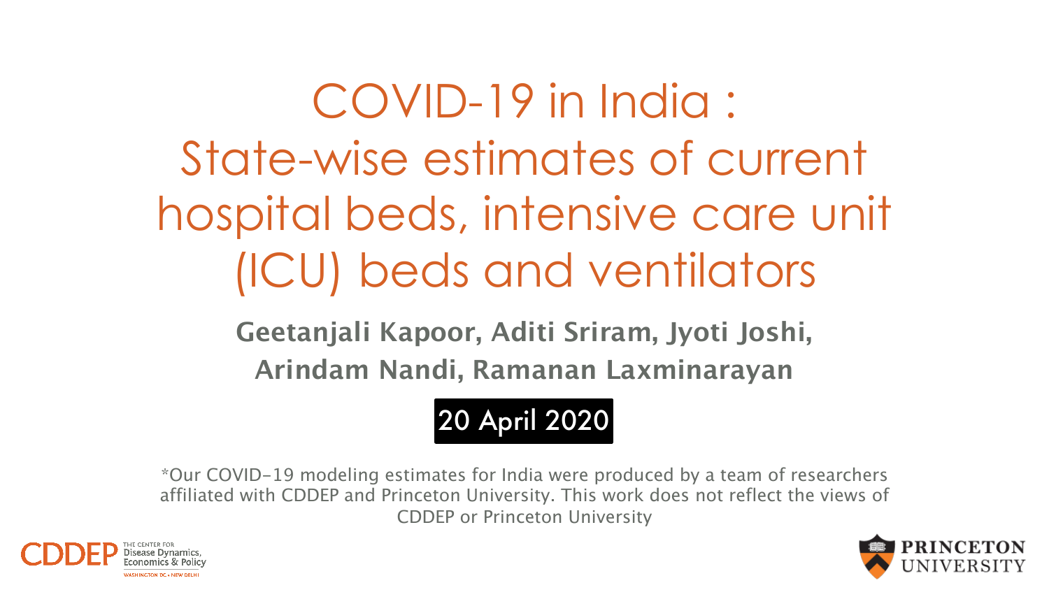# COVID-19 in India : State-wise estimates of current hospital beds, intensive care unit (ICU) beds and ventilators

**Geetanjali Kapoor, Aditi Sriram, Jyoti Joshi, Arindam Nandi, Ramanan Laxminarayan**

20 April 2020

*Our COVID-19 modeling estimates for India were produced by a team of researchers affiliated with CDDEP and Princeton University. This work does not reflect the views of CDDEP or Princeton University

CDDEP THE CENTER FOR Disease Dynamics, Economics & Policy WASHINGTON DC • NEW DELHI

PRINCETON UNIVERSITY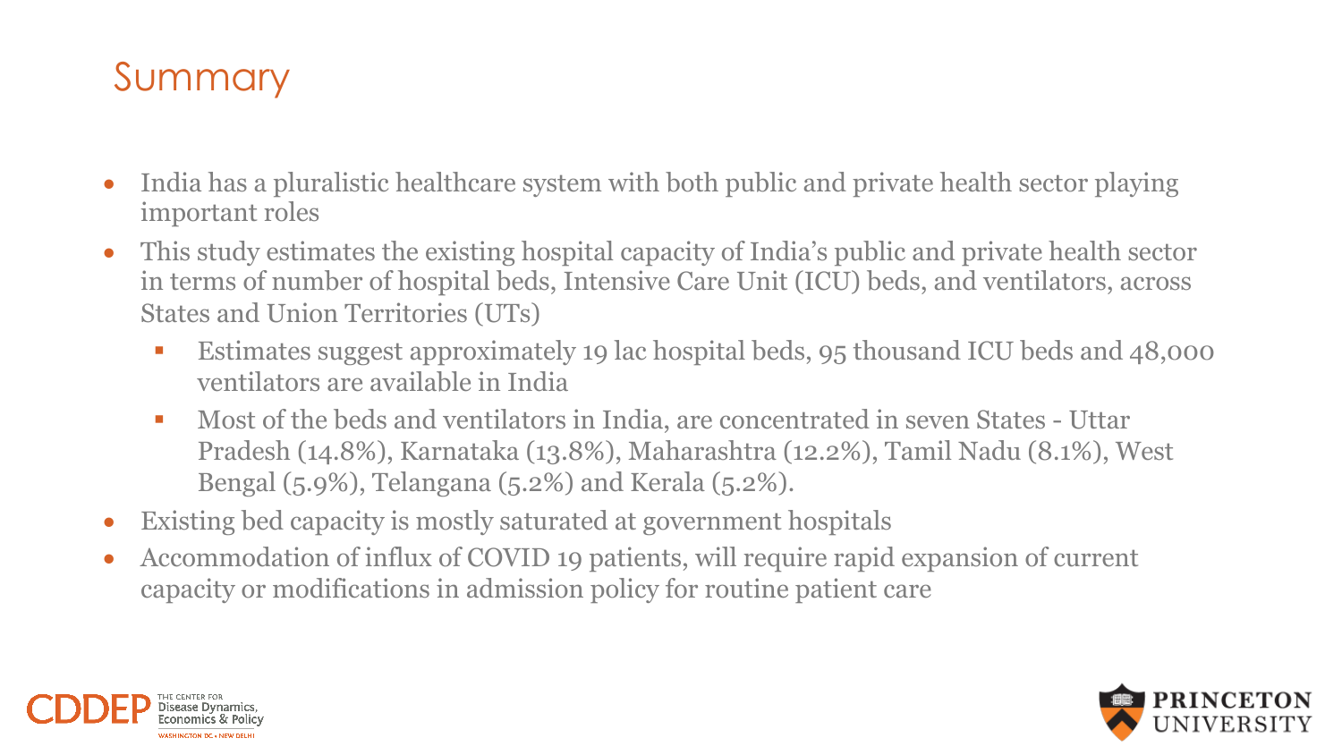# Summary

- India has a pluralistic healthcare system with both public and private health sector playing important roles
- This study estimates the existing hospital capacity of India's public and private health sector in terms of number of hospital beds, Intensive Care Unit (ICU) beds, and ventilators, across States and Union Territories (UTs)
  - Estimates suggest approximately 19 lac hospital beds, 95 thousand ICU beds and 48,000 ventilators are available in India
  - Most of the beds and ventilators in India, are concentrated in seven States - Uttar Pradesh (14.8%), Karnataka (13.8%), Maharashtra (12.2%), Tamil Nadu (8.1%), West Bengal (5.9%), Telangana (5.2%) and Kerala (5.2%).
- Existing bed capacity is mostly saturated at government hospitals
- Accommodation of influx of COVID 19 patients, will require rapid expansion of current capacity or modifications in admission policy for routine patient care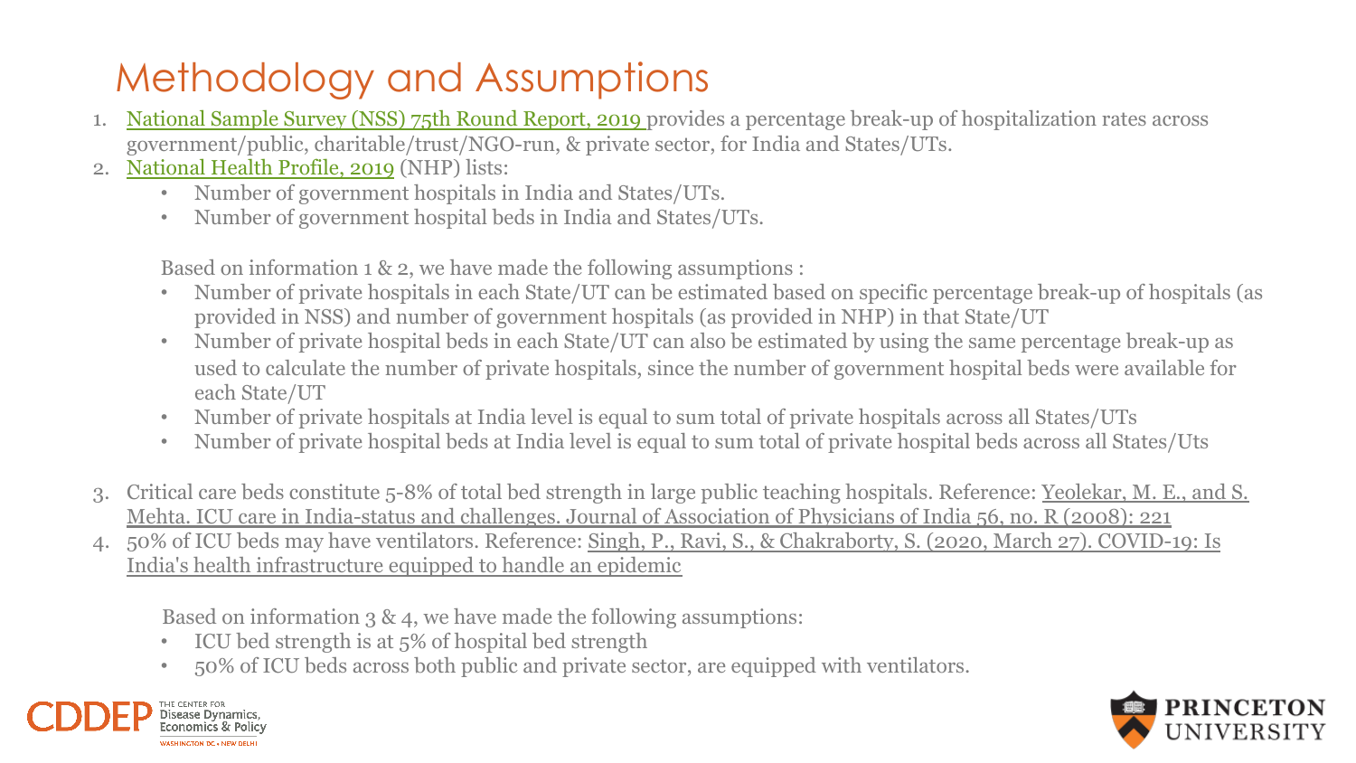# Methodology and Assumptions

1. National Sample Survey (NSS) 75th Round Report, 2019 provides a percentage break-up of hospitalization rates across government/public, charitable/trust/NGO-run, & private sector, for India and States/UTs.
2. National Health Profile, 2019 (NHP) lists:
   - Number of government hospitals in India and States/UTs.
   - Number of government hospital beds in India and States/UTs.

   Based on information 1 & 2, we have made the following assumptions :
   - Number of private hospitals in each State/UT can be estimated based on specific percentage break-up of hospitals (as provided in NSS) and number of government hospitals (as provided in NHP) in that State/UT
   - Number of private hospital beds in each State/UT can also be estimated by using the same percentage break-up as used to calculate the number of private hospitals, since the number of government hospital beds were available for each State/UT
   - Number of private hospitals at India level is equal to sum total of private hospitals across all States/UTs
   - Number of private hospital beds at India level is equal to sum total of private hospital beds across all States/Uts

3. Critical care beds constitute 5-8% of total bed strength in large public teaching hospitals. Reference: Yeolekar, M. E., and S. Mehta. ICU care in India-status and challenges. Journal of Association of Physicians of India 56, no. R (2008): 221
4. 50% of ICU beds may have ventilators. Reference: Singh, P., Ravi, S., & Chakraborty, S. (2020, March 27). COVID-19: Is India's health infrastructure equipped to handle an epidemic

   Based on information 3 & 4, we have made the following assumptions:
   - ICU bed strength is at 5% of hospital bed strength
   - 50% of ICU beds across both public and private sector, are equipped with ventilators.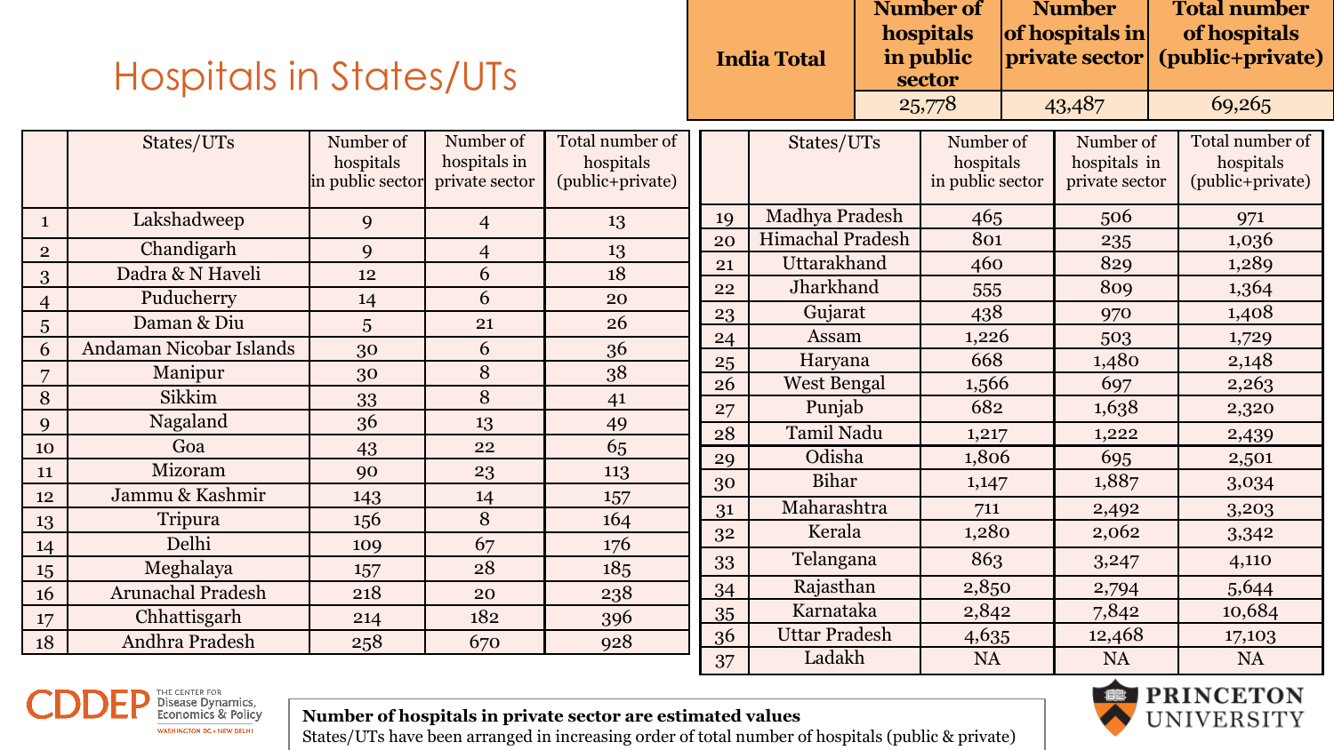# Hospitals in States/UTs

| India Total | Number of hospitals in public sector | Number of hospitals in private sector | Total number of hospitals (public+private) |
|---|---|---|---|
| | 25,778 | 43,487 | 69,265 |

| | States/UTs | Number of hospitals in public sector | Number of hospitals in private sector | Total number of hospitals (public+private) |
|---|---|---|---|---|
| 1 | Lakshadweep | 9 | 4 | 13 |
| 2 | Chandigarh | 9 | 4 | 13 |
| 3 | Dadra & N Haveli | 12 | 6 | 18 |
| 4 | Puducherry | 14 | 6 | 20 |
| 5 | Daman & Diu | 5 | 21 | 26 |
| 6 | Andaman Nicobar Islands | 30 | 6 | 36 |
| 7 | Manipur | 30 | 8 | 38 |
| 8 | Sikkim | 33 | 8 | 41 |
| 9 | Nagaland | 36 | 13 | 49 |
| 10 | Goa | 43 | 22 | 65 |
| 11 | Mizoram | 90 | 23 | 113 |
| 12 | Jammu & Kashmir | 143 | 14 | 157 |
| 13 | Tripura | 156 | 8 | 164 |
| 14 | Delhi | 109 | 67 | 176 |
| 15 | Meghalaya | 157 | 28 | 185 |
| 16 | Arunachal Pradesh | 218 | 20 | 238 |
| 17 | Chhattisgarh | 214 | 182 | 396 |
| 18 | Andhra Pradesh | 258 | 670 | 928 |
| 19 | Madhya Pradesh | 465 | 506 | 971 |
| 20 | Himachal Pradesh | 801 | 235 | 1,036 |
| 21 | Uttarakhand | 460 | 829 | 1,289 |
| 22 | Jharkhand | 555 | 809 | 1,364 |
| 23 | Gujarat | 438 | 970 | 1,408 |
| 24 | Assam | 1,226 | 503 | 1,729 |
| 25 | Haryana | 668 | 1,480 | 2,148 |
| 26 | West Bengal | 1,566 | 697 | 2,263 |
| 27 | Punjab | 682 | 1,638 | 2,320 |
| 28 | Tamil Nadu | 1,217 | 1,222 | 2,439 |
| 29 | Odisha | 1,806 | 695 | 2,501 |
| 30 | Bihar | 1,147 | 1,887 | 3,034 |
| 31 | Maharashtra | 711 | 2,492 | 3,203 |
| 32 | Kerala | 1,280 | 2,062 | 3,342 |
| 33 | Telangana | 863 | 3,247 | 4,110 |
| 34 | Rajasthan | 2,850 | 2,794 | 5,644 |
| 35 | Karnataka | 2,842 | 7,842 | 10,684 |
| 36 | Uttar Pradesh | 4,635 | 12,468 | 17,103 |
| 37 | Ladakh | NA | NA | NA |

**Number of hospitals in private sector are estimated values**
States/UTs have been arranged in increasing order of total number of hospitals (public & private)

CDDEP The Center for Disease Dynamics, Economics & Policy — Washington DC • New Delhi

Princeton University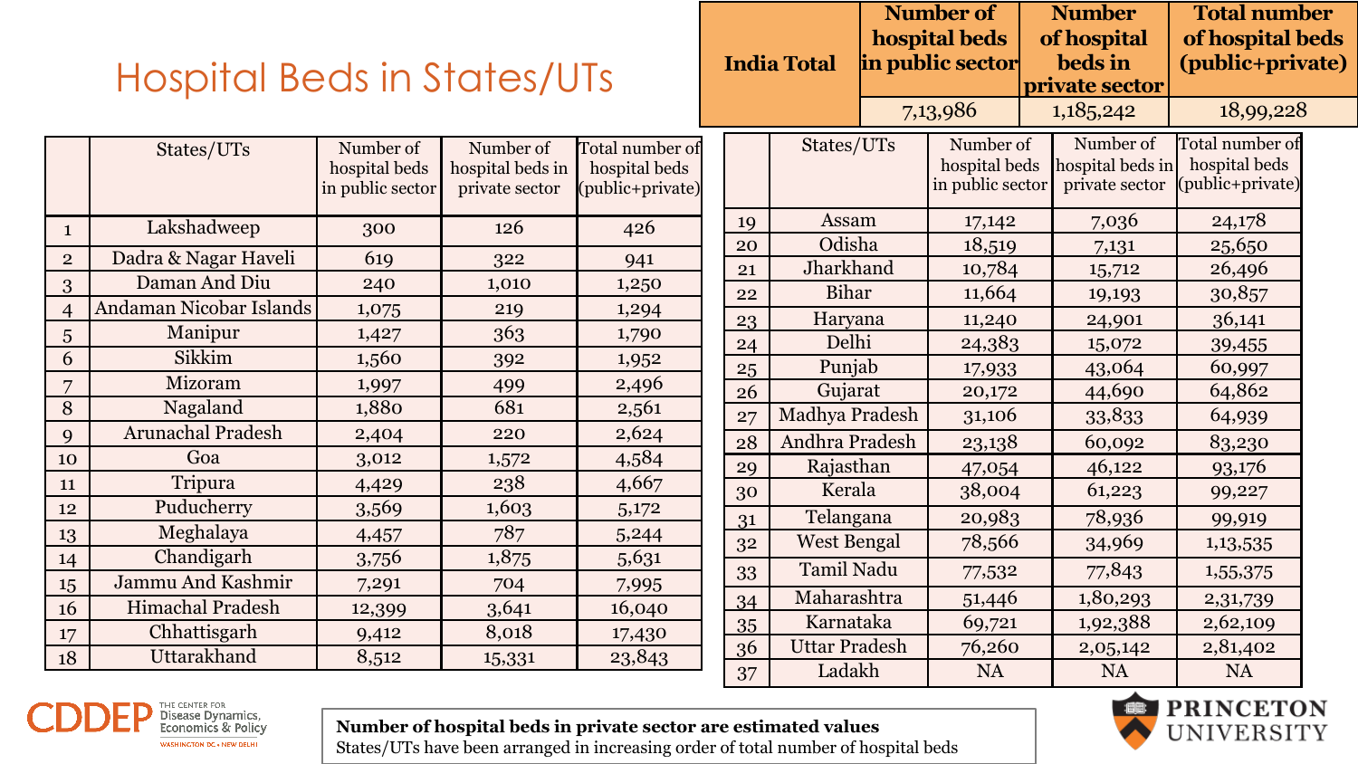# Hospital Beds in States/UTs

| India Total | Number of hospital beds in public sector | Number of hospital beds in private sector | Total number of hospital beds (public+private) |
|---|---|---|---|
| | 7,13,986 | 1,185,242 | 18,99,228 |

| | States/UTs | Number of hospital beds in public sector | Number of hospital beds in private sector | Total number of hospital beds (public+private) |
|---|---|---|---|---|
| 1 | Lakshadweep | 300 | 126 | 426 |
| 2 | Dadra & Nagar Haveli | 619 | 322 | 941 |
| 3 | Daman And Diu | 240 | 1,010 | 1,250 |
| 4 | Andaman Nicobar Islands | 1,075 | 219 | 1,294 |
| 5 | Manipur | 1,427 | 363 | 1,790 |
| 6 | Sikkim | 1,560 | 392 | 1,952 |
| 7 | Mizoram | 1,997 | 499 | 2,496 |
| 8 | Nagaland | 1,880 | 681 | 2,561 |
| 9 | Arunachal Pradesh | 2,404 | 220 | 2,624 |
| 10 | Goa | 3,012 | 1,572 | 4,584 |
| 11 | Tripura | 4,429 | 238 | 4,667 |
| 12 | Puducherry | 3,569 | 1,603 | 5,172 |
| 13 | Meghalaya | 4,457 | 787 | 5,244 |
| 14 | Chandigarh | 3,756 | 1,875 | 5,631 |
| 15 | Jammu And Kashmir | 7,291 | 704 | 7,995 |
| 16 | Himachal Pradesh | 12,399 | 3,641 | 16,040 |
| 17 | Chhattisgarh | 9,412 | 8,018 | 17,430 |
| 18 | Uttarakhand | 8,512 | 15,331 | 23,843 |
| 19 | Assam | 17,142 | 7,036 | 24,178 |
| 20 | Odisha | 18,519 | 7,131 | 25,650 |
| 21 | Jharkhand | 10,784 | 15,712 | 26,496 |
| 22 | Bihar | 11,664 | 19,193 | 30,857 |
| 23 | Haryana | 11,240 | 24,901 | 36,141 |
| 24 | Delhi | 24,383 | 15,072 | 39,455 |
| 25 | Punjab | 17,933 | 43,064 | 60,997 |
| 26 | Gujarat | 20,172 | 44,690 | 64,862 |
| 27 | Madhya Pradesh | 31,106 | 33,833 | 64,939 |
| 28 | Andhra Pradesh | 23,138 | 60,092 | 83,230 |
| 29 | Rajasthan | 47,054 | 46,122 | 93,176 |
| 30 | Kerala | 38,004 | 61,223 | 99,227 |
| 31 | Telangana | 20,983 | 78,936 | 99,919 |
| 32 | West Bengal | 78,566 | 34,969 | 1,13,535 |
| 33 | Tamil Nadu | 77,532 | 77,843 | 1,55,375 |
| 34 | Maharashtra | 51,446 | 1,80,293 | 2,31,739 |
| 35 | Karnataka | 69,721 | 1,92,388 | 2,62,109 |
| 36 | Uttar Pradesh | 76,260 | 2,05,142 | 2,81,402 |
| 37 | Ladakh | NA | NA | NA |

**Number of hospital beds in private sector are estimated values**
States/UTs have been arranged in increasing order of total number of hospital beds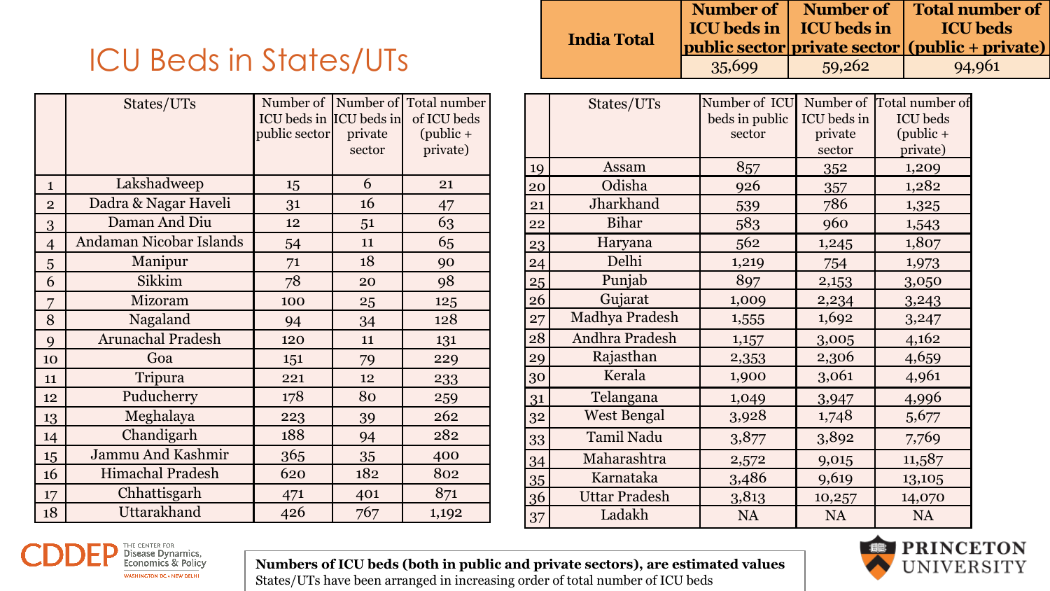# ICU Beds in States/UTs

| India Total | Number of ICU beds in public sector | Number of ICU beds in private sector | Total number of ICU beds (public + private) |
|---|---|---|---|
| | 35,699 | 59,262 | 94,961 |

| | States/UTs | Number of ICU beds in public sector | Number of ICU beds in private sector | Total number of ICU beds (public + private) |
|---|---|---|---|---|
| 1 | Lakshadweep | 15 | 6 | 21 |
| 2 | Dadra & Nagar Haveli | 31 | 16 | 47 |
| 3 | Daman And Diu | 12 | 51 | 63 |
| 4 | Andaman Nicobar Islands | 54 | 11 | 65 |
| 5 | Manipur | 71 | 18 | 90 |
| 6 | Sikkim | 78 | 20 | 98 |
| 7 | Mizoram | 100 | 25 | 125 |
| 8 | Nagaland | 94 | 34 | 128 |
| 9 | Arunachal Pradesh | 120 | 11 | 131 |
| 10 | Goa | 151 | 79 | 229 |
| 11 | Tripura | 221 | 12 | 233 |
| 12 | Puducherry | 178 | 80 | 259 |
| 13 | Meghalaya | 223 | 39 | 262 |
| 14 | Chandigarh | 188 | 94 | 282 |
| 15 | Jammu And Kashmir | 365 | 35 | 400 |
| 16 | Himachal Pradesh | 620 | 182 | 802 |
| 17 | Chhattisgarh | 471 | 401 | 871 |
| 18 | Uttarakhand | 426 | 767 | 1,192 |
| 19 | Assam | 857 | 352 | 1,209 |
| 20 | Odisha | 926 | 357 | 1,282 |
| 21 | Jharkhand | 539 | 786 | 1,325 |
| 22 | Bihar | 583 | 960 | 1,543 |
| 23 | Haryana | 562 | 1,245 | 1,807 |
| 24 | Delhi | 1,219 | 754 | 1,973 |
| 25 | Punjab | 897 | 2,153 | 3,050 |
| 26 | Gujarat | 1,009 | 2,234 | 3,243 |
| 27 | Madhya Pradesh | 1,555 | 1,692 | 3,247 |
| 28 | Andhra Pradesh | 1,157 | 3,005 | 4,162 |
| 29 | Rajasthan | 2,353 | 2,306 | 4,659 |
| 30 | Kerala | 1,900 | 3,061 | 4,961 |
| 31 | Telangana | 1,049 | 3,947 | 4,996 |
| 32 | West Bengal | 3,928 | 1,748 | 5,677 |
| 33 | Tamil Nadu | 3,877 | 3,892 | 7,769 |
| 34 | Maharashtra | 2,572 | 9,015 | 11,587 |
| 35 | Karnataka | 3,486 | 9,619 | 13,105 |
| 36 | Uttar Pradesh | 3,813 | 10,257 | 14,070 |
| 37 | Ladakh | NA | NA | NA |

**Numbers of ICU beds (both in public and private sectors), are estimated values**
States/UTs have been arranged in increasing order of total number of ICU beds

CDDEP The Center for Disease Dynamics, Economics & Policy — Washington DC • New Delhi

Princeton University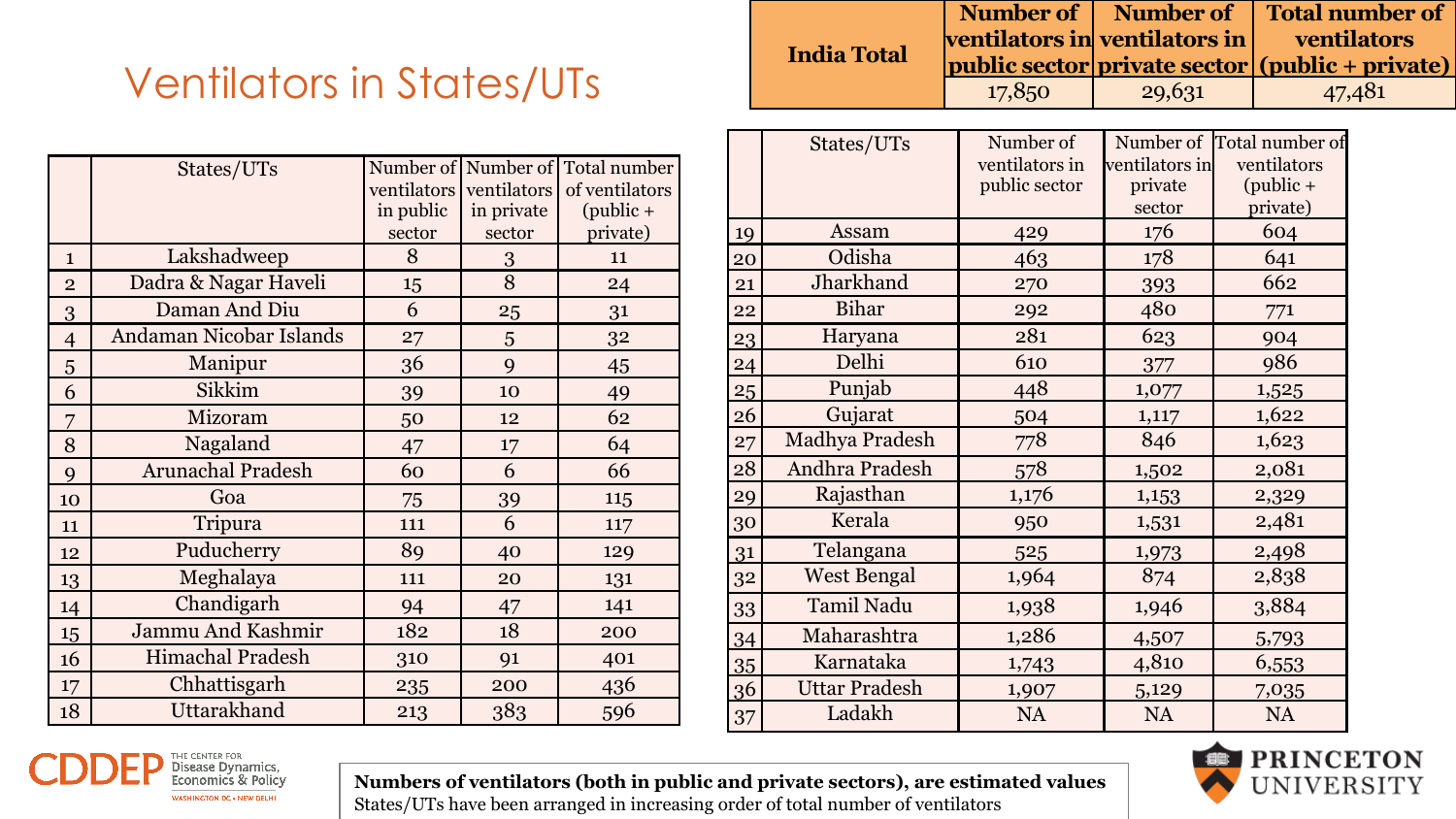# Ventilators in States/UTs

| India Total | Number of ventilators in public sector | Number of ventilators in private sector | Total number of ventilators (public + private) |
|---|---|---|---|
| | 17,850 | 29,631 | 47,481 |

| | States/UTs | Number of ventilators in public sector | Number of ventilators in private sector | Total number of ventilators (public + private) |
|---|---|---|---|---|
| 1 | Lakshadweep | 8 | 3 | 11 |
| 2 | Dadra & Nagar Haveli | 15 | 8 | 24 |
| 3 | Daman And Diu | 6 | 25 | 31 |
| 4 | Andaman Nicobar Islands | 27 | 5 | 32 |
| 5 | Manipur | 36 | 9 | 45 |
| 6 | Sikkim | 39 | 10 | 49 |
| 7 | Mizoram | 50 | 12 | 62 |
| 8 | Nagaland | 47 | 17 | 64 |
| 9 | Arunachal Pradesh | 60 | 6 | 66 |
| 10 | Goa | 75 | 39 | 115 |
| 11 | Tripura | 111 | 6 | 117 |
| 12 | Puducherry | 89 | 40 | 129 |
| 13 | Meghalaya | 111 | 20 | 131 |
| 14 | Chandigarh | 94 | 47 | 141 |
| 15 | Jammu And Kashmir | 182 | 18 | 200 |
| 16 | Himachal Pradesh | 310 | 91 | 401 |
| 17 | Chhattisgarh | 235 | 200 | 436 |
| 18 | Uttarakhand | 213 | 383 | 596 |
| 19 | Assam | 429 | 176 | 604 |
| 20 | Odisha | 463 | 178 | 641 |
| 21 | Jharkhand | 270 | 393 | 662 |
| 22 | Bihar | 292 | 480 | 771 |
| 23 | Haryana | 281 | 623 | 904 |
| 24 | Delhi | 610 | 377 | 986 |
| 25 | Punjab | 448 | 1,077 | 1,525 |
| 26 | Gujarat | 504 | 1,117 | 1,622 |
| 27 | Madhya Pradesh | 778 | 846 | 1,623 |
| 28 | Andhra Pradesh | 578 | 1,502 | 2,081 |
| 29 | Rajasthan | 1,176 | 1,153 | 2,329 |
| 30 | Kerala | 950 | 1,531 | 2,481 |
| 31 | Telangana | 525 | 1,973 | 2,498 |
| 32 | West Bengal | 1,964 | 874 | 2,838 |
| 33 | Tamil Nadu | 1,938 | 1,946 | 3,884 |
| 34 | Maharashtra | 1,286 | 4,507 | 5,793 |
| 35 | Karnataka | 1,743 | 4,810 | 6,553 |
| 36 | Uttar Pradesh | 1,907 | 5,129 | 7,035 |
| 37 | Ladakh | NA | NA | NA |

**Numbers of ventilators (both in public and private sectors), are estimated values**
States/UTs have been arranged in increasing order of total number of ventilators

CDDEP The Center for Disease Dynamics, Economics & Policy — Washington DC • New Delhi

Princeton University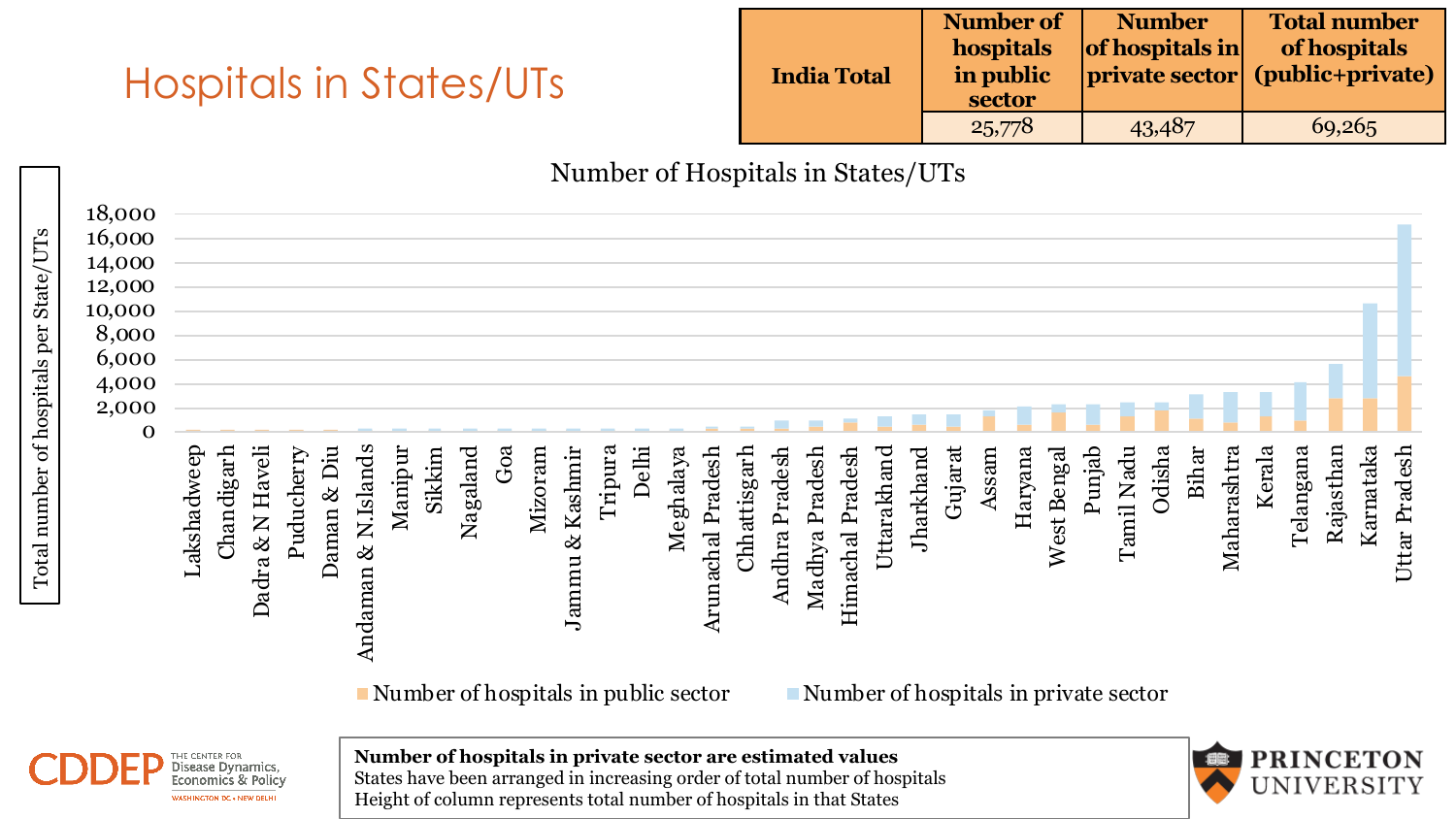# Hospitals in States/UTs

| India Total | Number of hospitals in public sector | Number of hospitals in private sector | Total number of hospitals (public+private) |
|---|---|---|---|
| | 25,778 | 43,487 | 69,265 |

Number of Hospitals in States/UTs

Total number of hospitals per State/UTs

18,000
16,000
14,000
12,000
10,000
8,000
6,000
4,000
2,000
0

Lakshadweep, Chandigarh, Dadra & N Haveli, Puducherry, Daman & Diu, Andaman & N.Islands, Manipur, Sikkim, Nagaland, Goa, Mizoram, Jammu & Kashmir, Tripura, Delhi, Meghalaya, Arunachal Pradesh, Chhattisgarh, Andhra Pradesh, Madhya Pradesh, Himachal Pradesh, Uttarakhand, Jharkhand, Gujarat, Assam, Haryana, West Bengal, Punjab, Tamil Nadu, Odisha, Bihar, Maharashtra, Kerala, Telangana, Rajasthan, Karnataka, Uttar Pradesh

Number of hospitals in public sector | Number of hospitals in private sector

**Number of hospitals in private sector are estimated values**
States have been arranged in increasing order of total number of hospitals
Height of column represents total number of hospitals in that States

CDDEP THE CENTER FOR Disease Dynamics, Economics & Policy WASHINGTON DC • NEW DELHI

PRINCETON UNIVERSITY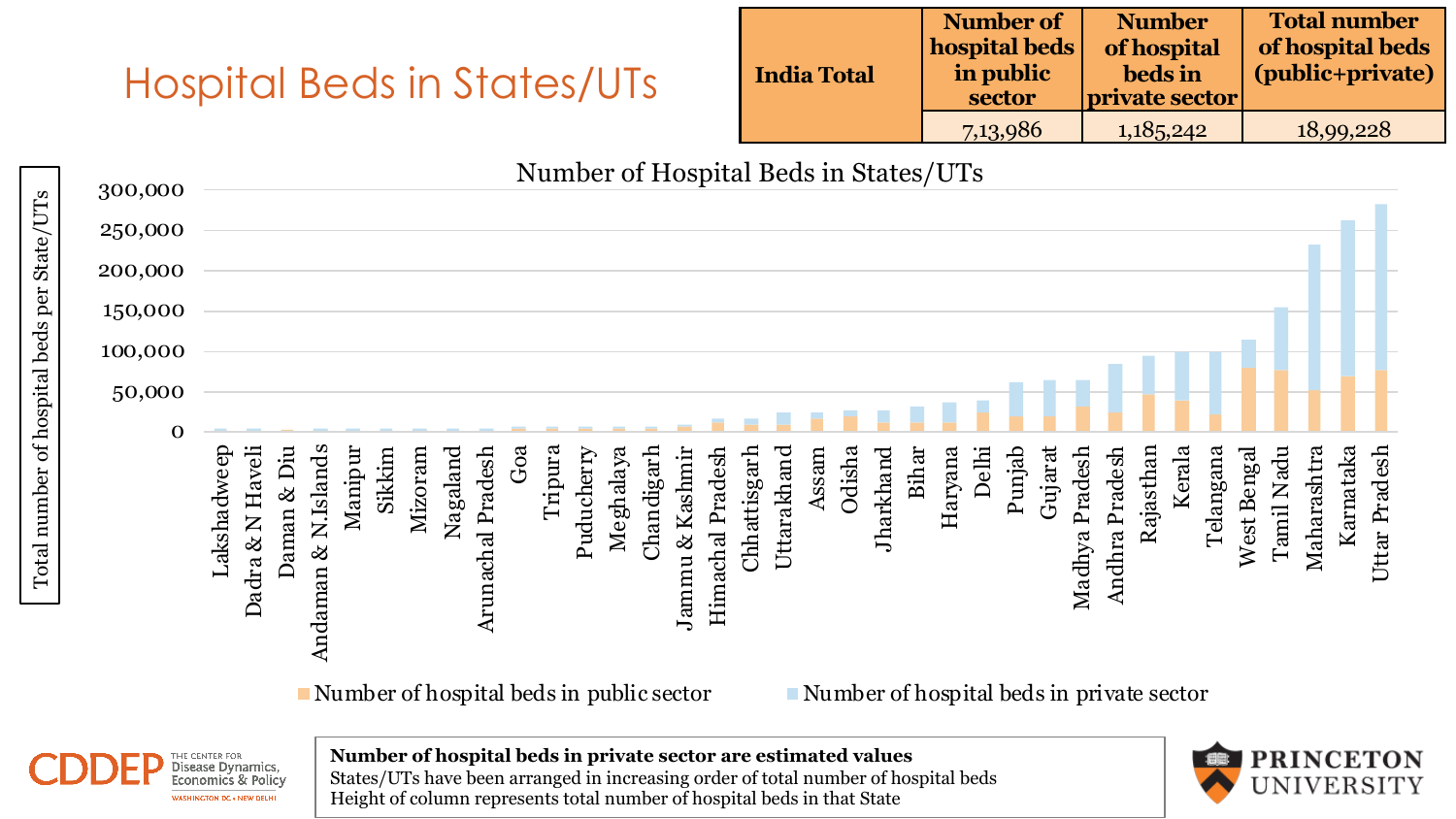# Hospital Beds in States/UTs

| India Total | Number of hospital beds in public sector | Number of hospital beds in private sector | Total number of hospital beds (public+private) |
|---|---|---|---|
| | 7,13,986 | 1,185,242 | 18,99,228 |

**Number of Hospital Beds in States/UTs**

Y-axis: Total number of hospital beds per State/UTs (0 – 300,000)

States/UTs (in increasing order of total number of hospital beds): Lakshadweep, Dadra & N Haveli, Daman & Diu, Andaman & N.Islands, Manipur, Sikkim, Mizoram, Nagaland, Arunachal Pradesh, Goa, Tripura, Puducherry, Meghalaya, Chandigarh, Jammu & Kashmir, Himachal Pradesh, Chhattisgarh, Uttarakhand, Assam, Odisha, Jharkhand, Bihar, Haryana, Delhi, Punjab, Gujarat, Madhya Pradesh, Andhra Pradesh, Rajasthan, Kerala, Telangana, West Bengal, Tamil Nadu, Maharashtra, Karnataka, Uttar Pradesh

Legend: Number of hospital beds in public sector; Number of hospital beds in private sector

**Number of hospital beds in private sector are estimated values**
States/UTs have been arranged in increasing order of total number of hospital beds
Height of column represents total number of hospital beds in that State

CDDEP The Center for Disease Dynamics, Economics & Policy, Washington DC • New Delhi

Princeton University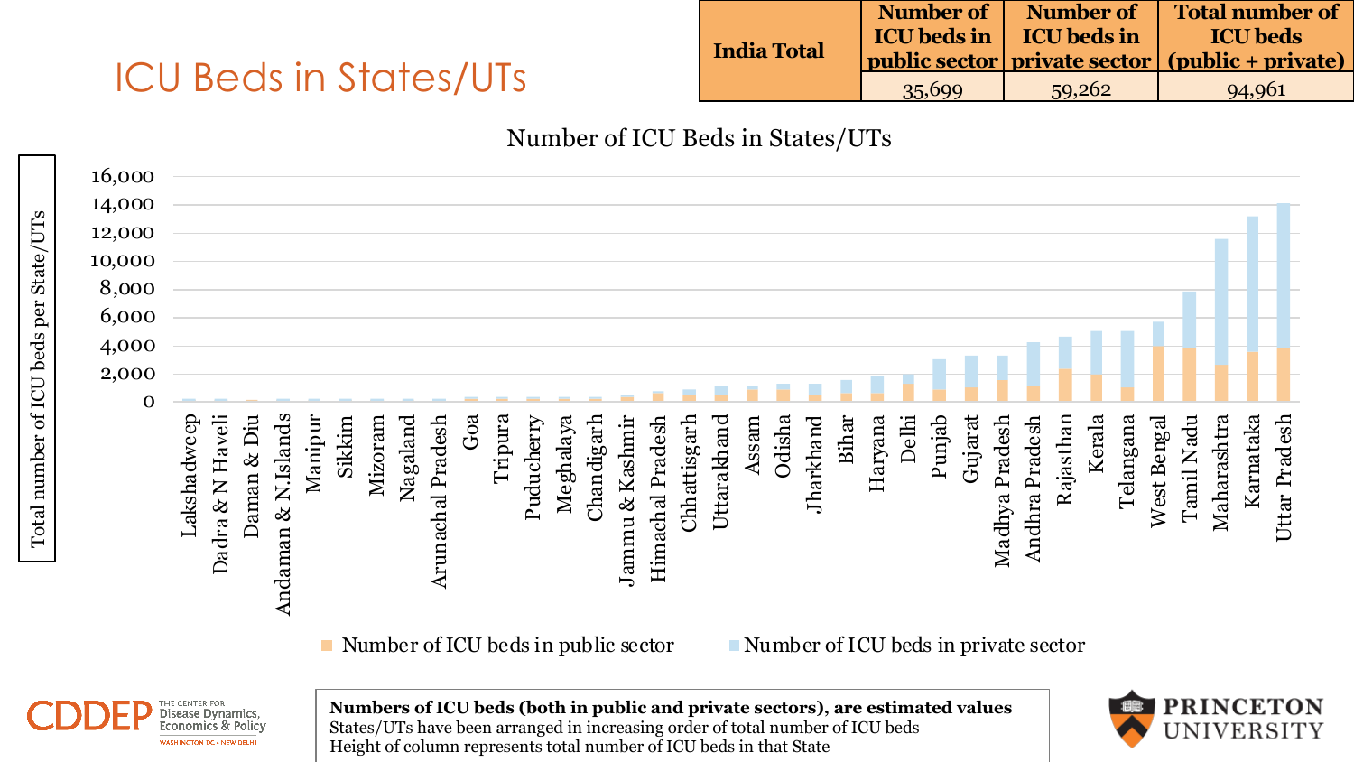# ICU Beds in States/UTs

| India Total | Number of ICU beds in public sector | Number of ICU beds in private sector | Total number of ICU beds (public + private) |
|---|---|---|---|
| | 35,699 | 59,262 | 94,961 |

Number of ICU Beds in States/UTs

Total number of ICU beds per State/UTs

16,000
14,000
12,000
10,000
8,000
6,000
4,000
2,000
0

Lakshadweep, Dadra & N Haveli, Daman & Diu, Andaman & N.Islands, Manipur, Sikkim, Mizoram, Nagaland, Arunachal Pradesh, Goa, Tripura, Puducherry, Meghalaya, Chandigarh, Jammu & Kashmir, Himachal Pradesh, Chhattisgarh, Uttarakhand, Assam, Odisha, Jharkhand, Bihar, Haryana, Delhi, Punjab, Gujarat, Madhya Pradesh, Andhra Pradesh, Rajasthan, Kerala, Telangana, West Bengal, Tamil Nadu, Maharashtra, Karnataka, Uttar Pradesh

Number of ICU beds in public sector | Number of ICU beds in private sector

**Numbers of ICU beds (both in public and private sectors), are estimated values**
States/UTs have been arranged in increasing order of total number of ICU beds
Height of column represents total number of ICU beds in that State

CDDEP The Center for Disease Dynamics, Economics & Policy — Washington DC • New Delhi

Princeton University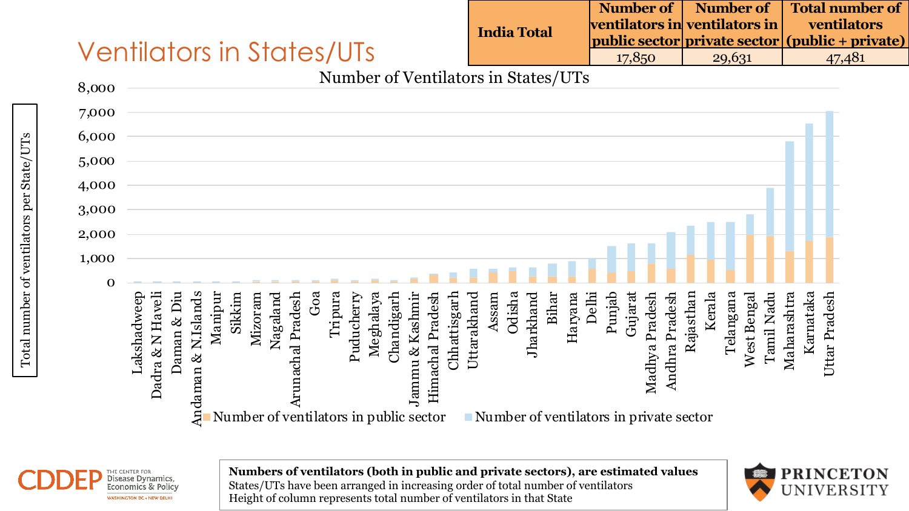# Ventilators in States/UTs

| India Total | Number of ventilators in public sector | Number of ventilators in private sector | Total number of ventilators (public + private) |
|---|---|---|---|
| | 17,850 | 29,631 | 47,481 |

Number of Ventilators in States/UTs

**Numbers of ventilators (both in public and private sectors), are estimated values**
States/UTs have been arranged in increasing order of total number of ventilators
Height of column represents total number of ventilators in that State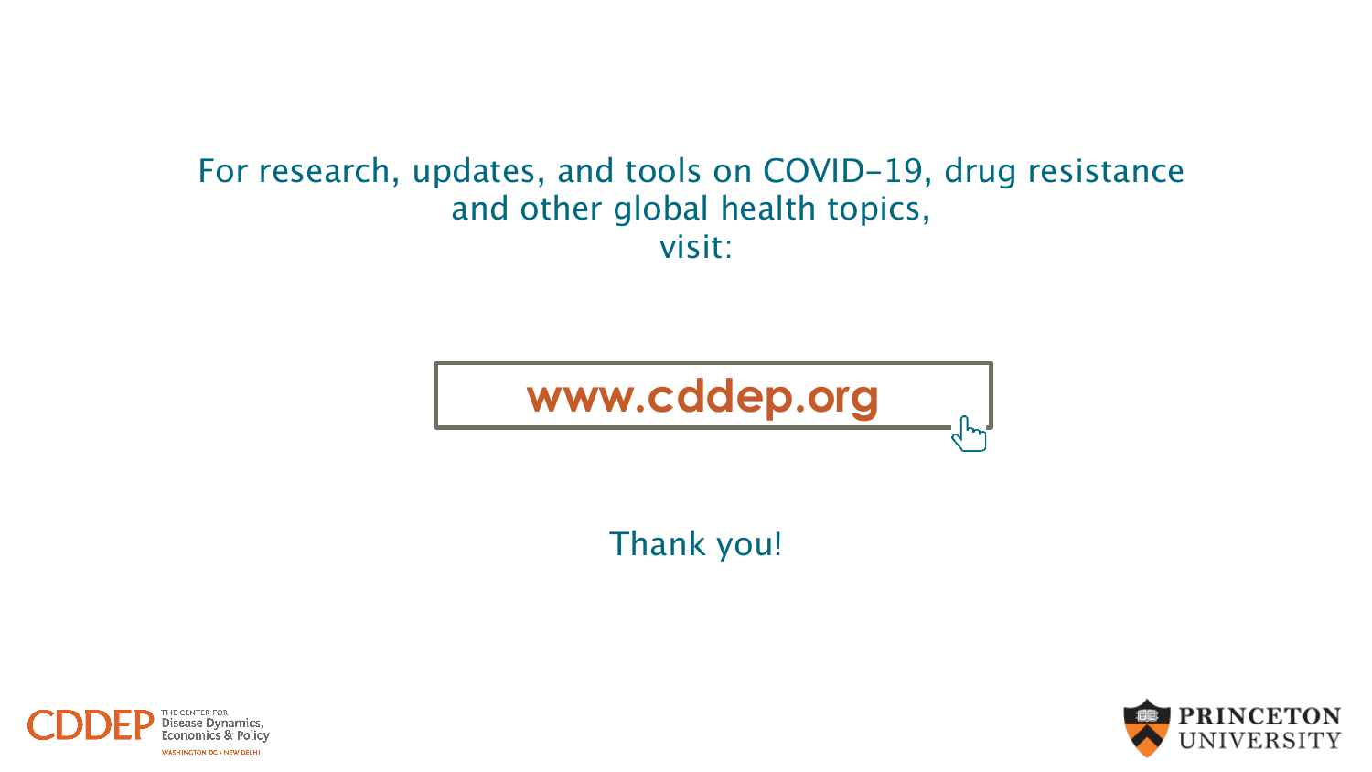For research, updates, and tools on COVID-19, drug resistance and other global health topics, visit:

**www.cddep.org**

Thank you!

CDDEP THE CENTER FOR Disease Dynamics, Economics & Policy
WASHINGTON DC • NEW DELHI

PRINCETON UNIVERSITY